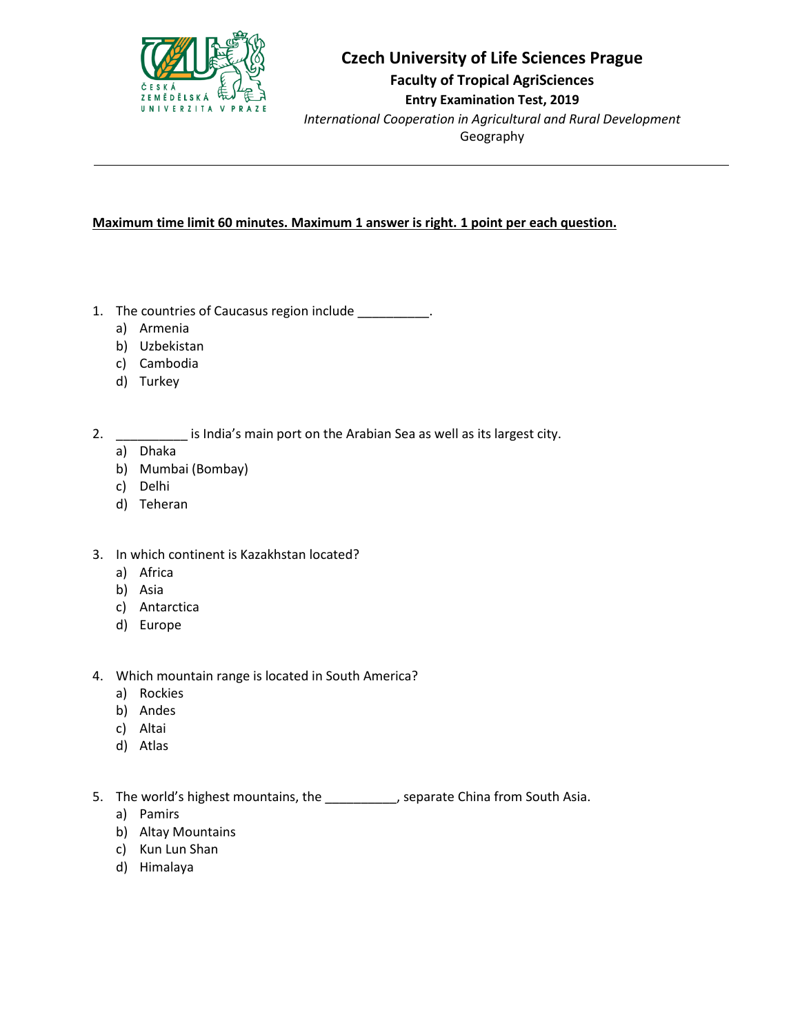# Czech University of Life Sciences Prague

## Faculty of Tropical AgriSciences

### Entry Examination Test, 2019

*International Cooperation in Agricultural and Rural Development*

Geography

---

**Maximum time limit 60 minutes. Maximum 1 answer is right. 1 point per each question.**

1. The countries of Caucasus region include __________.
   a) Armenia
   b) Uzbekistan
   c) Cambodia
   d) Turkey

2. __________ is India's main port on the Arabian Sea as well as its largest city.
   a) Dhaka
   b) Mumbai (Bombay)
   c) Delhi
   d) Teheran

3. In which continent is Kazakhstan located?
   a) Africa
   b) Asia
   c) Antarctica
   d) Europe

4. Which mountain range is located in South America?
   a) Rockies
   b) Andes
   c) Altai
   d) Atlas

5. The world's highest mountains, the __________, separate China from South Asia.
   a) Pamirs
   b) Altay Mountains
   c) Kun Lun Shan
   d) Himalaya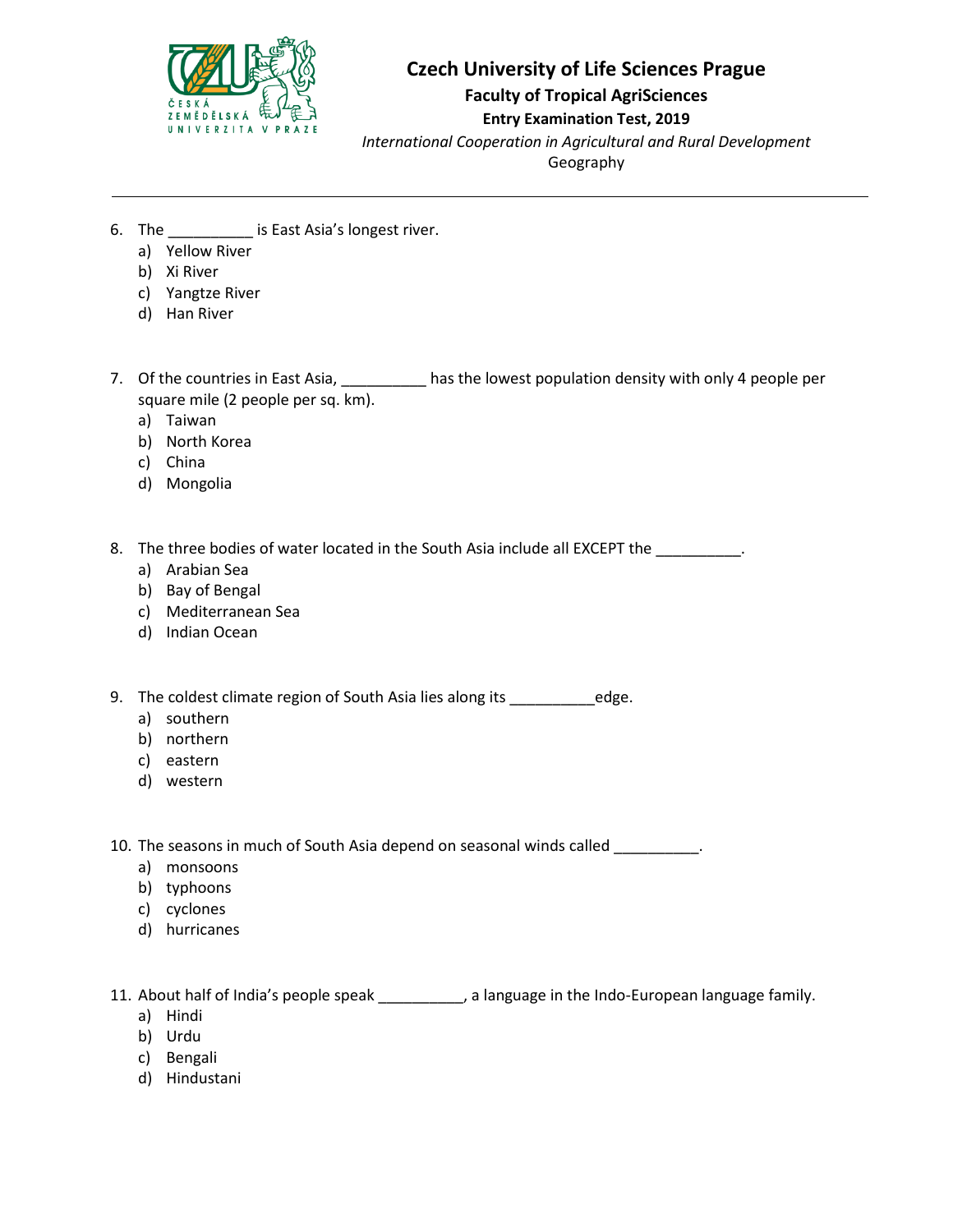6. The __________ is East Asia's longest river.
   a) Yellow River
   b) Xi River
   c) Yangtze River
   d) Han River

7. Of the countries in East Asia, __________ has the lowest population density with only 4 people per square mile (2 people per sq. km).
   a) Taiwan
   b) North Korea
   c) China
   d) Mongolia

8. The three bodies of water located in the South Asia include all EXCEPT the __________.
   a) Arabian Sea
   b) Bay of Bengal
   c) Mediterranean Sea
   d) Indian Ocean

9. The coldest climate region of South Asia lies along its __________edge.
   a) southern
   b) northern
   c) eastern
   d) western

10. The seasons in much of South Asia depend on seasonal winds called __________.
    a) monsoons
    b) typhoons
    c) cyclones
    d) hurricanes

11. About half of India's people speak __________, a language in the Indo-European language family.
    a) Hindi
    b) Urdu
    c) Bengali
    d) Hindustani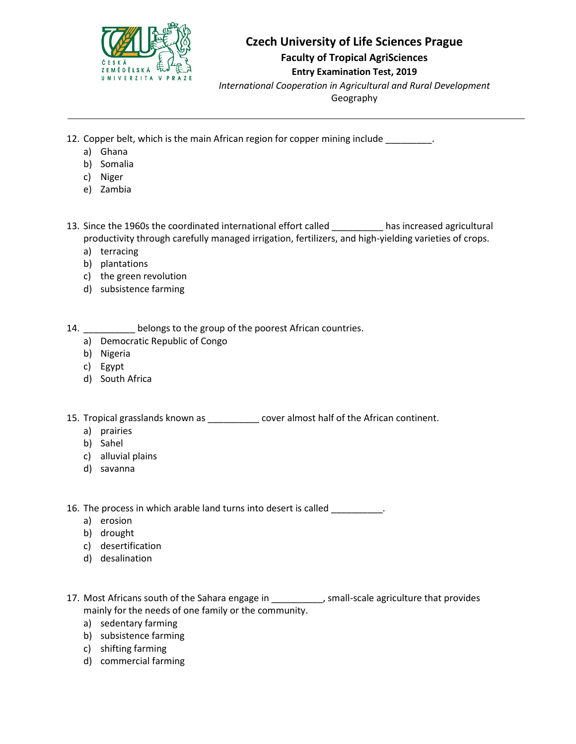12. Copper belt, which is the main African region for copper mining include _________.
    a) Ghana
    b) Somalia
    c) Niger
    e) Zambia

13. Since the 1960s the coordinated international effort called __________ has increased agricultural productivity through carefully managed irrigation, fertilizers, and high-yielding varieties of crops.
    a) terracing
    b) plantations
    c) the green revolution
    d) subsistence farming

14. __________ belongs to the group of the poorest African countries.
    a) Democratic Republic of Congo
    b) Nigeria
    c) Egypt
    d) South Africa

15. Tropical grasslands known as __________ cover almost half of the African continent.
    a) prairies
    b) Sahel
    c) alluvial plains
    d) savanna

16. The process in which arable land turns into desert is called __________.
    a) erosion
    b) drought
    c) desertification
    d) desalination

17. Most Africans south of the Sahara engage in __________, small-scale agriculture that provides mainly for the needs of one family or the community.
    a) sedentary farming
    b) subsistence farming
    c) shifting farming
    d) commercial farming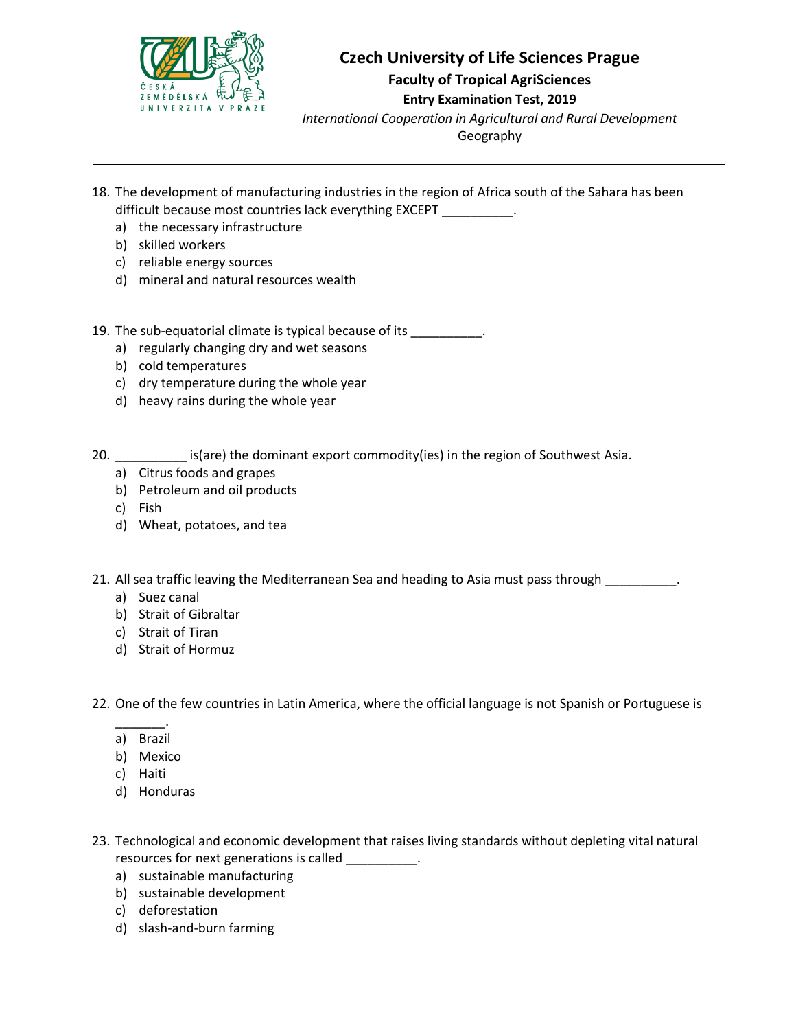# Czech University of Life Sciences Prague

## Faculty of Tropical AgriSciences

**Entry Examination Test, 2019**

*International Cooperation in Agricultural and Rural Development*

Geography

---

18. The development of manufacturing industries in the region of Africa south of the Sahara has been difficult because most countries lack everything EXCEPT __________.
    a) the necessary infrastructure
    b) skilled workers
    c) reliable energy sources
    d) mineral and natural resources wealth

19. The sub-equatorial climate is typical because of its __________.
    a) regularly changing dry and wet seasons
    b) cold temperatures
    c) dry temperature during the whole year
    d) heavy rains during the whole year

20. __________ is(are) the dominant export commodity(ies) in the region of Southwest Asia.
    a) Citrus foods and grapes
    b) Petroleum and oil products
    c) Fish
    d) Wheat, potatoes, and tea

21. All sea traffic leaving the Mediterranean Sea and heading to Asia must pass through __________.
    a) Suez canal
    b) Strait of Gibraltar
    c) Strait of Tiran
    d) Strait of Hormuz

22. One of the few countries in Latin America, where the official language is not Spanish or Portuguese is _______.
    a) Brazil
    b) Mexico
    c) Haiti
    d) Honduras

23. Technological and economic development that raises living standards without depleting vital natural resources for next generations is called __________.
    a) sustainable manufacturing
    b) sustainable development
    c) deforestation
    d) slash-and-burn farming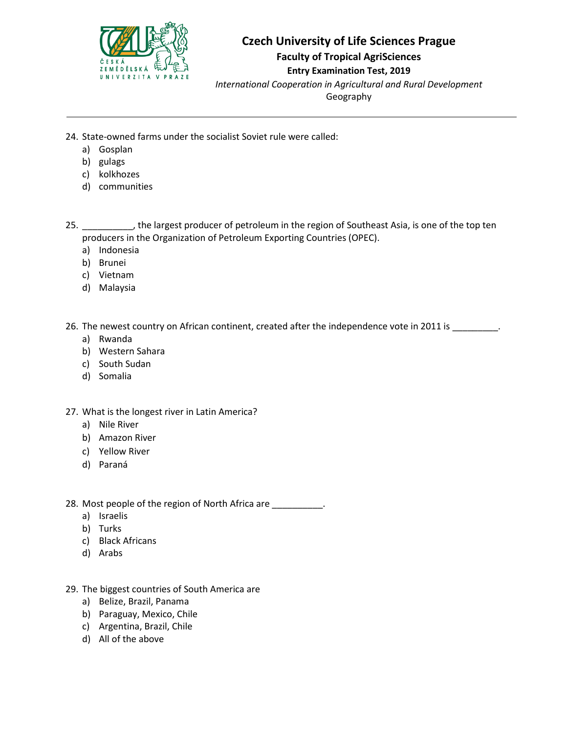# Czech University of Life Sciences Prague

## Faculty of Tropical AgriSciences

### Entry Examination Test, 2019

*International Cooperation in Agricultural and Rural Development*

Geography

---

24. State-owned farms under the socialist Soviet rule were called:
    a) Gosplan
    b) gulags
    c) kolkhozes
    d) communities

25. __________, the largest producer of petroleum in the region of Southeast Asia, is one of the top ten producers in the Organization of Petroleum Exporting Countries (OPEC).
    a) Indonesia
    b) Brunei
    c) Vietnam
    d) Malaysia

26. The newest country on African continent, created after the independence vote in 2011 is _________.
    a) Rwanda
    b) Western Sahara
    c) South Sudan
    d) Somalia

27. What is the longest river in Latin America?
    a) Nile River
    b) Amazon River
    c) Yellow River
    d) Paraná

28. Most people of the region of North Africa are __________.
    a) Israelis
    b) Turks
    c) Black Africans
    d) Arabs

29. The biggest countries of South America are
    a) Belize, Brazil, Panama
    b) Paraguay, Mexico, Chile
    c) Argentina, Brazil, Chile
    d) All of the above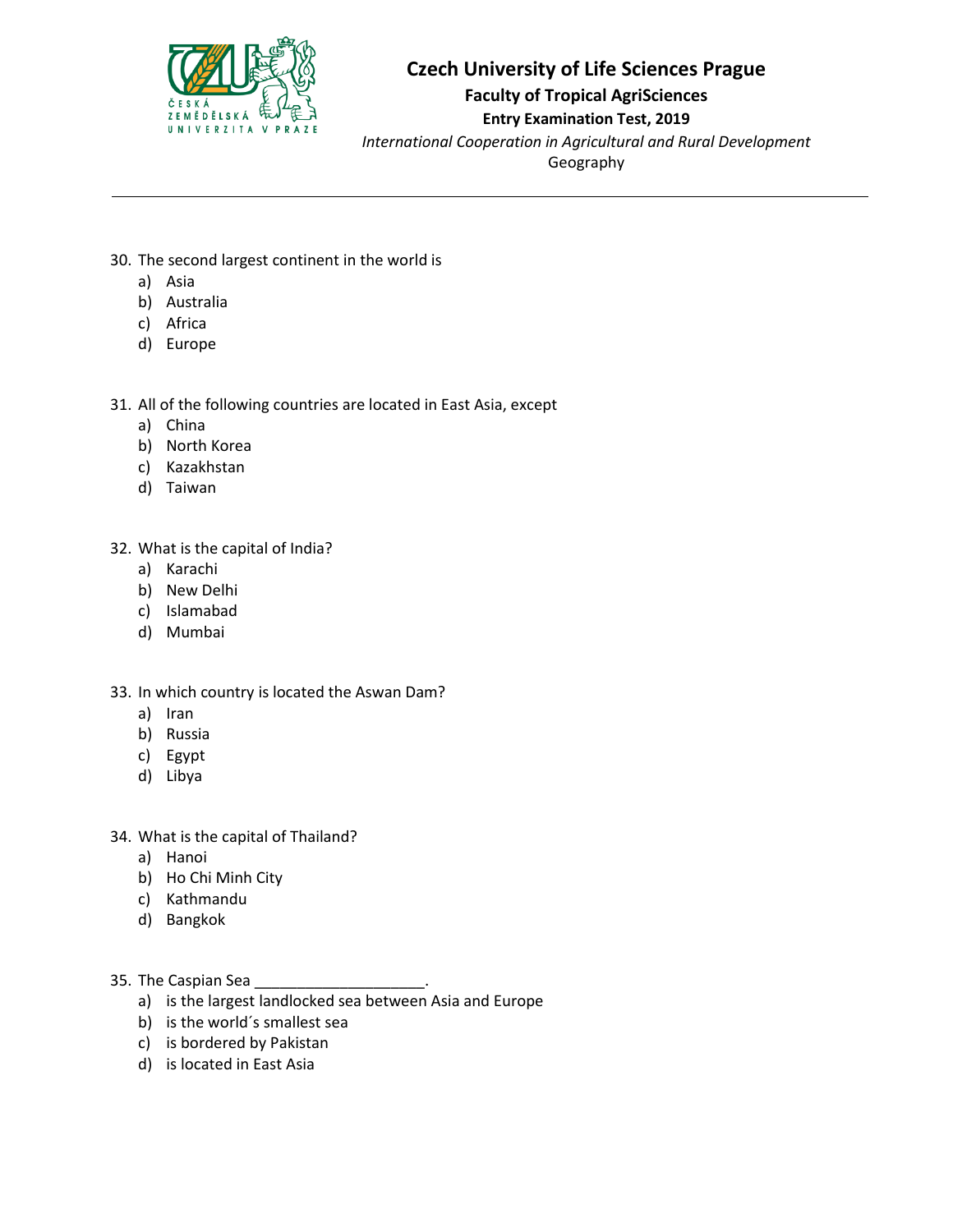30. The second largest continent in the world is
    a) Asia
    b) Australia
    c) Africa
    d) Europe

31. All of the following countries are located in East Asia, except
    a) China
    b) North Korea
    c) Kazakhstan
    d) Taiwan

32. What is the capital of India?
    a) Karachi
    b) New Delhi
    c) Islamabad
    d) Mumbai

33. In which country is located the Aswan Dam?
    a) Iran
    b) Russia
    c) Egypt
    d) Libya

34. What is the capital of Thailand?
    a) Hanoi
    b) Ho Chi Minh City
    c) Kathmandu
    d) Bangkok

35. The Caspian Sea ____________________.
    a) is the largest landlocked sea between Asia and Europe
    b) is the world´s smallest sea
    c) is bordered by Pakistan
    d) is located in East Asia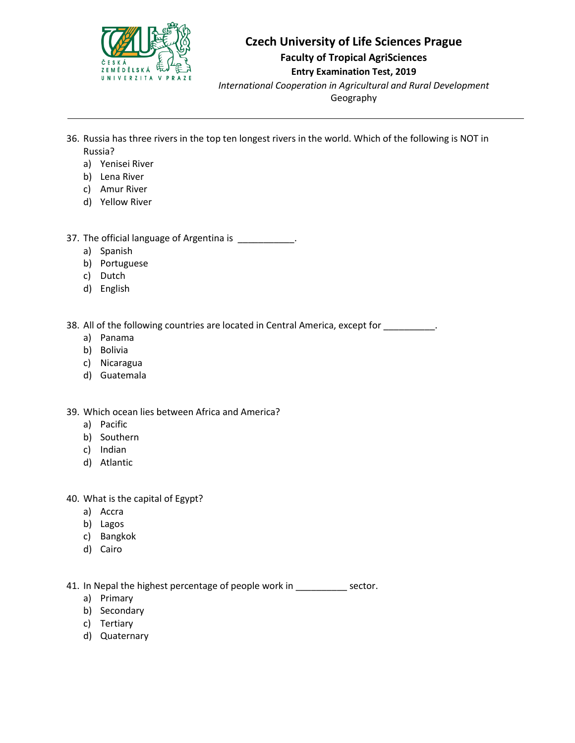# Czech University of Life Sciences Prague

## Faculty of Tropical AgriSciences

**Entry Examination Test, 2019**

*International Cooperation in Agricultural and Rural Development*

Geography

---

36. Russia has three rivers in the top ten longest rivers in the world. Which of the following is NOT in Russia?
    a) Yenisei River
    b) Lena River
    c) Amur River
    d) Yellow River

37. The official language of Argentina is ___________.
    a) Spanish
    b) Portuguese
    c) Dutch
    d) English

38. All of the following countries are located in Central America, except for __________.
    a) Panama
    b) Bolivia
    c) Nicaragua
    d) Guatemala

39. Which ocean lies between Africa and America?
    a) Pacific
    b) Southern
    c) Indian
    d) Atlantic

40. What is the capital of Egypt?
    a) Accra
    b) Lagos
    c) Bangkok
    d) Cairo

41. In Nepal the highest percentage of people work in __________ sector.
    a) Primary
    b) Secondary
    c) Tertiary
    d) Quaternary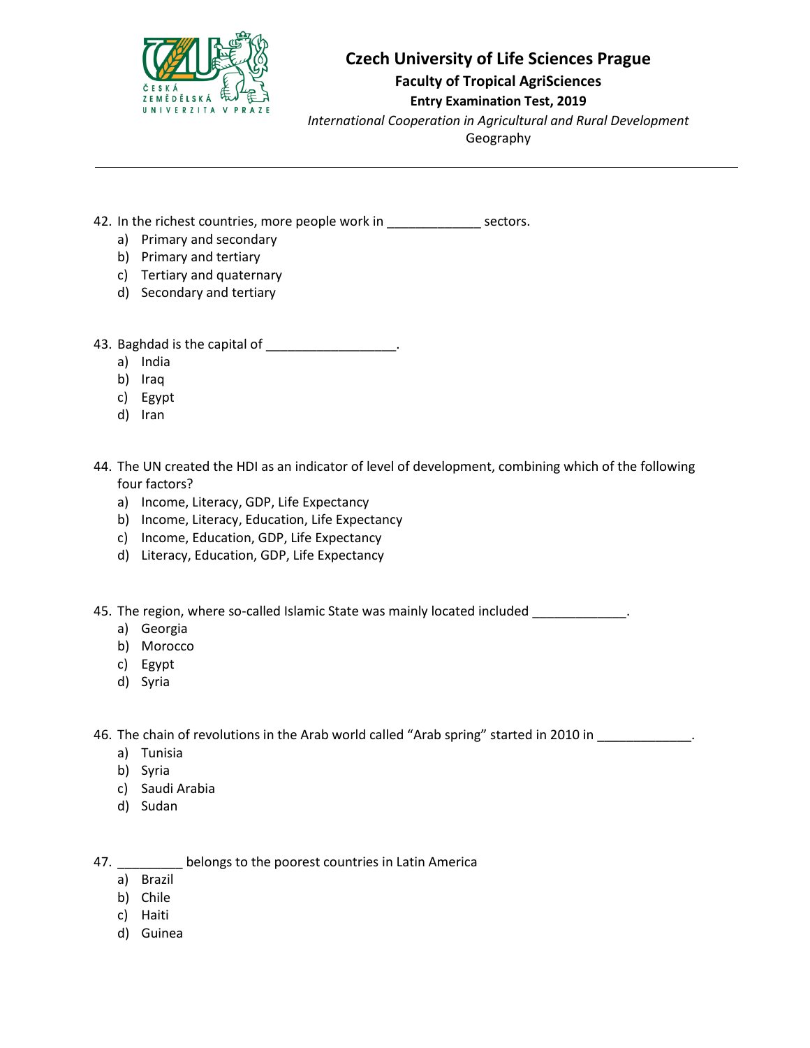42. In the richest countries, more people work in _____________ sectors.
    a) Primary and secondary
    b) Primary and tertiary
    c) Tertiary and quaternary
    d) Secondary and tertiary

43. Baghdad is the capital of __________________.
    a) India
    b) Iraq
    c) Egypt
    d) Iran

44. The UN created the HDI as an indicator of level of development, combining which of the following four factors?
    a) Income, Literacy, GDP, Life Expectancy
    b) Income, Literacy, Education, Life Expectancy
    c) Income, Education, GDP, Life Expectancy
    d) Literacy, Education, GDP, Life Expectancy

45. The region, where so-called Islamic State was mainly located included _____________.
    a) Georgia
    b) Morocco
    c) Egypt
    d) Syria

46. The chain of revolutions in the Arab world called "Arab spring" started in 2010 in _____________.
    a) Tunisia
    b) Syria
    c) Saudi Arabia
    d) Sudan

47. _________ belongs to the poorest countries in Latin America
    a) Brazil
    b) Chile
    c) Haiti
    d) Guinea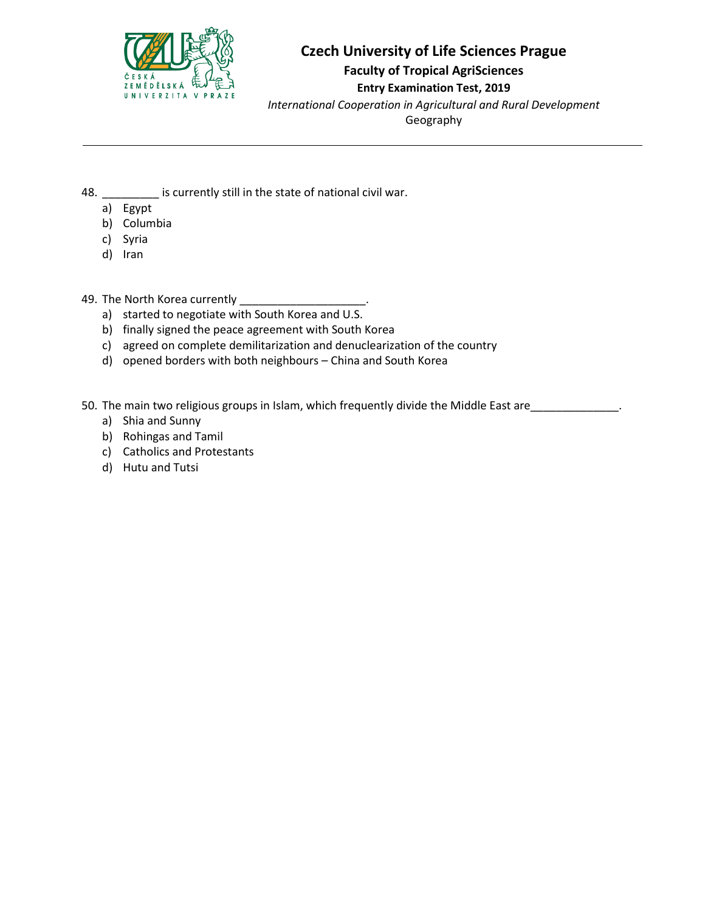48. _________ is currently still in the state of national civil war.
   a) Egypt
   b) Columbia
   c) Syria
   d) Iran

49. The North Korea currently ___________________.
   a) started to negotiate with South Korea and U.S.
   b) finally signed the peace agreement with South Korea
   c) agreed on complete demilitarization and denuclearization of the country
   d) opened borders with both neighbours – China and South Korea

50. The main two religious groups in Islam, which frequently divide the Middle East are_____________.
   a) Shia and Sunny
   b) Rohingas and Tamil
   c) Catholics and Protestants
   d) Hutu and Tutsi